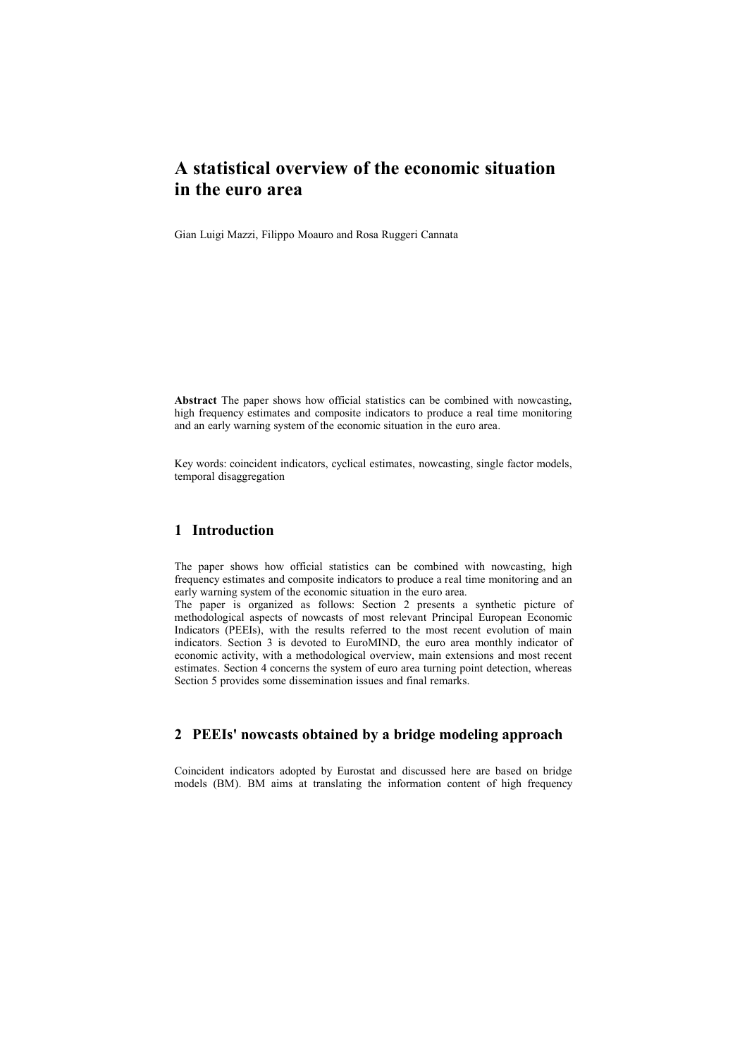# A statistical overview of the economic situation in the euro area

Gian Luigi Mazzi, Filippo Moauro and Rosa Ruggeri Cannata

**Abstract** The paper shows how official statistics can be combined with nowcasting, high frequency estimates and composite indicators to produce a real time monitoring and an early warning system of the economic situation in the euro area.

Key words: coincident indicators, cyclical estimates, nowcasting, single factor models, temporal disaggregation

## 1 Introduction

The paper shows how official statistics can be combined with nowcasting, high frequency estimates and composite indicators to produce a real time monitoring and an early warning system of the economic situation in the euro area.

The paper is organized as follows: Section 2 presents a synthetic picture of methodological aspects of nowcasts of most relevant Principal European Economic Indicators (PEEIs), with the results referred to the most recent evolution of main indicators. Section 3 is devoted to EuroMIND, the euro area monthly indicator of economic activity, with a methodological overview, main extensions and most recent estimates. Section 4 concerns the system of euro area turning point detection, whereas Section 5 provides some dissemination issues and final remarks.

## 2 PEEIs' nowcasts obtained by a bridge modeling approach

Coincident indicators adopted by Eurostat and discussed here are based on bridge models (BM). BM aims at translating the information content of high frequency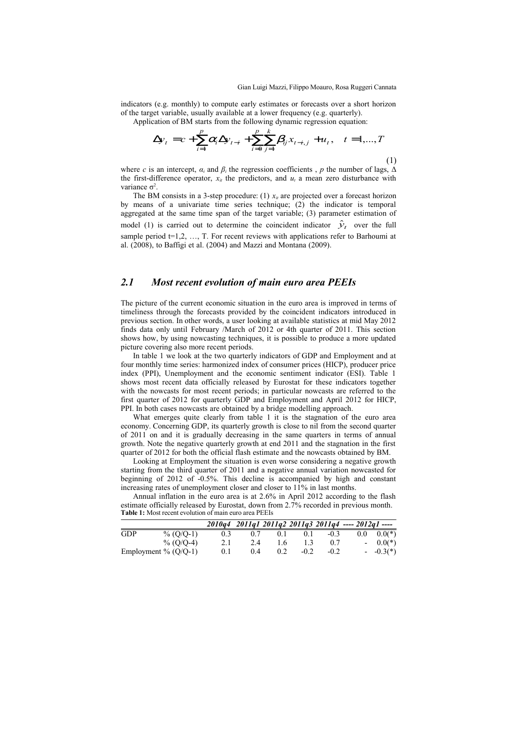indicators (e.g. monthly) to compute early estimates or forecasts over a short horizon of the target variable, usually available at a lower frequency (e.g. quarterly).

Application of BM starts from the following dynamic regression equation:

$$\Delta y_t = c + \sum_{i=1}^{p} \alpha_i \Delta y_{t-i} + \sum_{i=0}^{p} \sum_{j=1}^{k} \beta_{ij} x_{t-i,j} + u_t, \quad t = 1, \ldots, T \tag{1}$$

where $c$ is an intercept, $\alpha_i$ and $\beta_i$ the regression coefficients , $p$ the number of lags, $\Delta$ the first-difference operator, $x_{it}$ the predictors, and $u_t$ a mean zero disturbance with variance $\sigma^2$.

The BM consists in a 3-step procedure: (1) $x_{it}$ are projected over a forecast horizon by means of a univariate time series technique; (2) the indicator is temporal aggregated at the same time span of the target variable; (3) parameter estimation of model (1) is carried out to determine the coincident indicator $\hat{y}_t$ over the full sample period t=1,2, …, T. For recent reviews with applications refer to Barhoumi at al. (2008), to Baffigi et al. (2004) and Mazzi and Montana (2009).

## 2.1 Most recent evolution of main euro area PEEIs

The picture of the current economic situation in the euro area is improved in terms of timeliness through the forecasts provided by the coincident indicators introduced in previous section. In other words, a user looking at available statistics at mid May 2012 finds data only until February /March of 2012 or 4th quarter of 2011. This section shows how, by using nowcasting techniques, it is possible to produce a more updated picture covering also more recent periods.

In table 1 we look at the two quarterly indicators of GDP and Employment and at four monthly time series: harmonized index of consumer prices (HICP), producer price index (PPI), Unemployment and the economic sentiment indicator (ESI). Table 1 shows most recent data officially released by Eurostat for these indicators together with the nowcasts for most recent periods; in particular nowcasts are referred to the first quarter of 2012 for quarterly GDP and Employment and April 2012 for HICP, PPI. In both cases nowcasts are obtained by a bridge modelling approach.

What emerges quite clearly from table 1 it is the stagnation of the euro area economy. Concerning GDP, its quarterly growth is close to nil from the second quarter of 2011 on and it is gradually decreasing in the same quarters in terms of annual growth. Note the negative quarterly growth at end 2011 and the stagnation in the first quarter of 2012 for both the official flash estimate and the nowcasts obtained by BM.

Looking at Employment the situation is even worse considering a negative growth starting from the third quarter of 2011 and a negative annual variation nowcasted for beginning of 2012 of -0.5%. This decline is accompanied by high and constant increasing rates of unemployment closer and closer to 11% in last months.

Annual inflation in the euro area is at 2.6% in April 2012 according to the flash estimate officially released by Eurostat, down from 2.7% recorded in previous month.

**Table 1:** Most recent evolution of main euro area PEEIs

| | | *2010q4* | *2011q1* | *2011q2* | *2011q3* | *2011q4* | *---- 2012q1 ----* | |
|---|---|---|---|---|---|---|---|---|
| GDP | % (Q/Q-1) | 0.3 | 0.7 | 0.1 | 0.1 | -0.3 | 0.0 | 0.0(*) |
| | % (Q/Q-4) | 2.1 | 2.4 | 1.6 | 1.3 | 0.7 | - | 0.0(*) |
| Employment | % (Q/Q-1) | 0.1 | 0.4 | 0.2 | -0.2 | -0.2 | - | -0.3(*) |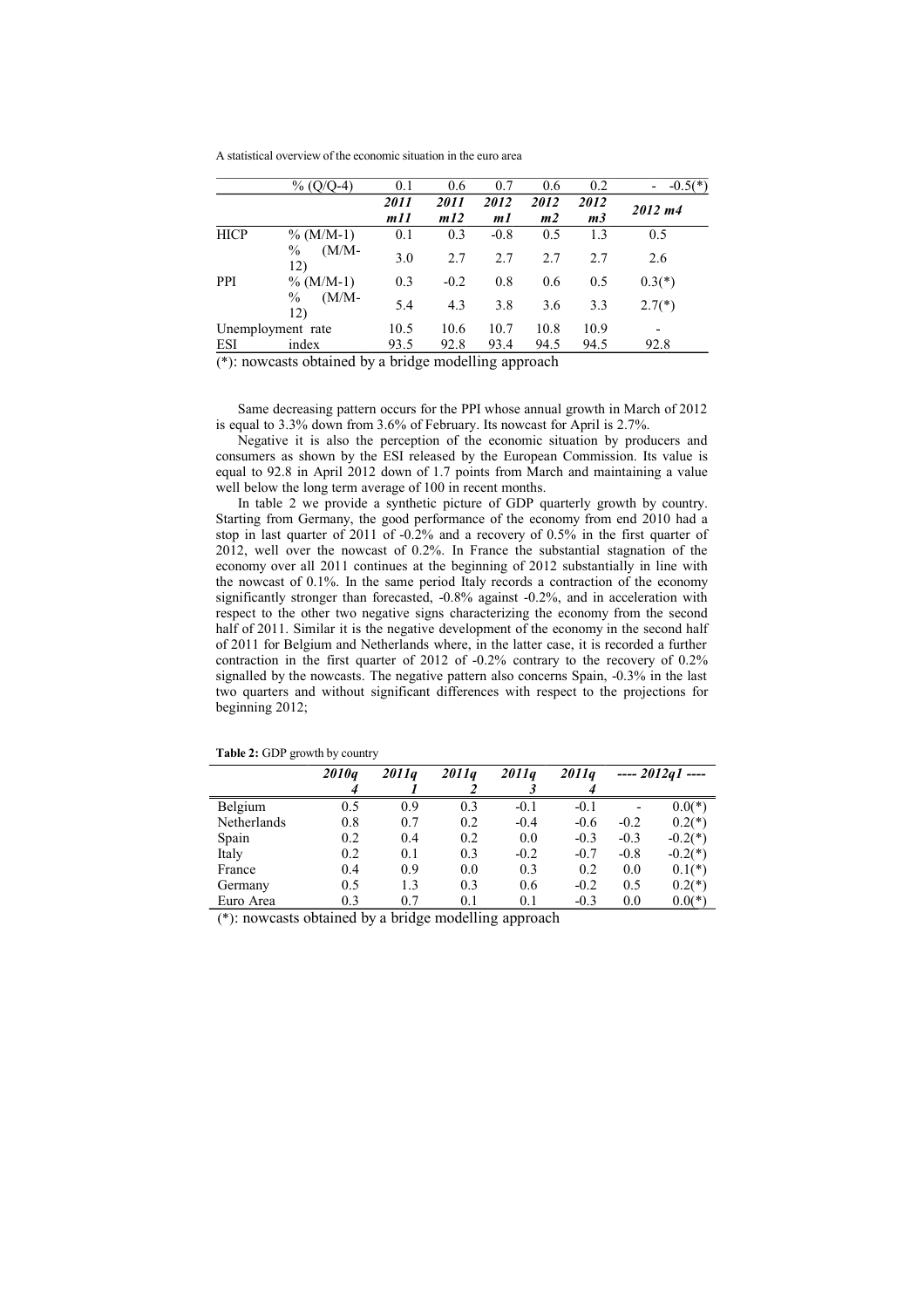| | % (Q/Q-4) | 0.1 | 0.6 | 0.7 | 0.6 | 0.2 | - | -0.5(*) |
|---|---|---|---|---|---|---|---|---|
| | | *2011 m11* | *2011 m12* | *2012 m1* | *2012 m2* | *2012 m3* | *2012 m4* | |
| HICP | % (M/M-1) | 0.1 | 0.3 | -0.8 | 0.5 | 1.3 | 0.5 | |
| | % (M/M-12) | 3.0 | 2.7 | 2.7 | 2.7 | 2.7 | 2.6 | |
| PPI | % (M/M-1) | 0.3 | -0.2 | 0.8 | 0.6 | 0.5 | 0.3(*) | |
| | % (M/M-12) | 5.4 | 4.3 | 3.8 | 3.6 | 3.3 | 2.7(*) | |
| Unemployment rate | | 10.5 | 10.6 | 10.7 | 10.8 | 10.9 | - | |
| ESI | index | 93.5 | 92.8 | 93.4 | 94.5 | 94.5 | 92.8 | |

(*): nowcasts obtained by a bridge modelling approach

Same decreasing pattern occurs for the PPI whose annual growth in March of 2012 is equal to 3.3% down from 3.6% of February. Its nowcast for April is 2.7%.

Negative it is also the perception of the economic situation by producers and consumers as shown by the ESI released by the European Commission. Its value is equal to 92.8 in April 2012 down of 1.7 points from March and maintaining a value well below the long term average of 100 in recent months.

In table 2 we provide a synthetic picture of GDP quarterly growth by country. Starting from Germany, the good performance of the economy from end 2010 had a stop in last quarter of 2011 of -0.2% and a recovery of 0.5% in the first quarter of 2012, well over the nowcast of 0.2%. In France the substantial stagnation of the economy over all 2011 continues at the beginning of 2012 substantially in line with the nowcast of 0.1%. In the same period Italy records a contraction of the economy significantly stronger than forecasted, -0.8% against -0.2%, and in acceleration with respect to the other two negative signs characterizing the economy from the second half of 2011. Similar it is the negative development of the economy in the second half of 2011 for Belgium and Netherlands where, in the latter case, it is recorded a further contraction in the first quarter of 2012 of -0.2% contrary to the recovery of 0.2% signalled by the nowcasts. The negative pattern also concerns Spain, -0.3% in the last two quarters and without significant differences with respect to the projections for beginning 2012;

**Table 2:** GDP growth by country

| | *2010q 4* | *2011q 1* | *2011q 2* | *2011q 3* | *2011q 4* | *---- 2012q1 ----* | |
|---|---|---|---|---|---|---|---|
| Belgium | 0.5 | 0.9 | 0.3 | -0.1 | -0.1 | - | 0.0(*) |
| Netherlands | 0.8 | 0.7 | 0.2 | -0.4 | -0.6 | -0.2 | 0.2(*) |
| Spain | 0.2 | 0.4 | 0.2 | 0.0 | -0.3 | -0.3 | -0.2(*) |
| Italy | 0.2 | 0.1 | 0.3 | -0.2 | -0.7 | -0.8 | -0.2(*) |
| France | 0.4 | 0.9 | 0.0 | 0.3 | 0.2 | 0.0 | 0.1(*) |
| Germany | 0.5 | 1.3 | 0.3 | 0.6 | -0.2 | 0.5 | 0.2(*) |
| Euro Area | 0.3 | 0.7 | 0.1 | 0.1 | -0.3 | 0.0 | 0.0(*) |

(*): nowcasts obtained by a bridge modelling approach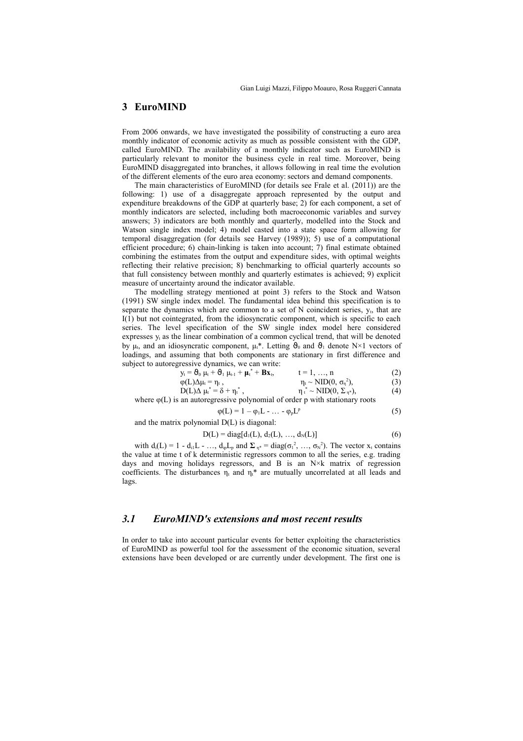## 3 EuroMIND

From 2006 onwards, we have investigated the possibility of constructing a euro area monthly indicator of economic activity as much as possible consistent with the GDP, called EuroMIND. The availability of a monthly indicator such as EuroMIND is particularly relevant to monitor the business cycle in real time. Moreover, being EuroMIND disaggregated into branches, it allows following in real time the evolution of the different elements of the euro area economy: sectors and demand components.

The main characteristics of EuroMIND (for details see Frale et al. (2011)) are the following: 1) use of a disaggregate approach represented by the output and expenditure breakdowns of the GDP at quarterly base; 2) for each component, a set of monthly indicators are selected, including both macroeconomic variables and survey answers; 3) indicators are both monthly and quarterly, modelled into the Stock and Watson single index model; 4) model casted into a state space form allowing for temporal disaggregation (for details see Harvey (1989)); 5) use of a computational efficient procedure; 6) chain-linking is taken into account; 7) final estimate obtained combining the estimates from the output and expenditure sides, with optimal weights reflecting their relative precision; 8) benchmarking to official quarterly accounts so that full consistency between monthly and quarterly estimates is achieved; 9) explicit measure of uncertainty around the indicator available.

The modelling strategy mentioned at point 3) refers to the Stock and Watson (1991) SW single index model. The fundamental idea behind this specification is to separate the dynamics which are common to a set of N coincident series, $y_t$, that are I(1) but not cointegrated, from the idiosyncratic component, which is specific to each series. The level specification of the SW single index model here considered expresses $y_t$ as the linear combination of a common cyclical trend, that will be denoted by $\mu_t$, and an idiosyncratic component, $\mu_t^*$. Letting $\vartheta_0$ and $\vartheta_1$ denote N×1 vectors of loadings, and assuming that both components are stationary in first difference and subject to autoregressive dynamics, we can write:

$$y_t = \vartheta_0 \mu_t + \vartheta_1 \mu_{t-1} + \boldsymbol{\mu}_t^* + \mathbf{B}\mathbf{x}_t, \qquad t = 1, \ldots, n \tag{2}$$

$$\varphi(L)\Delta\mu_t = \eta_t, \qquad \eta_t \sim \mathrm{NID}(0, \sigma_\eta^2), \tag{3}$$

$$D(L)\Delta \mu_t^* = \delta + \eta_t^*, \qquad \eta_t^* \sim \mathrm{NID}(0, \Sigma_{\eta^*}), \tag{4}$$

where $\varphi(L)$ is an autoregressive polynomial of order p with stationary roots

$$\varphi(L) = 1 - \varphi_1 L - \ldots - \varphi_p L^p \tag{5}$$

and the matrix polynomial D(L) is diagonal:

$$D(L) = \mathrm{diag}[d_1(L), d_2(L), \ldots, d_N(L)] \tag{6}$$

with $d_i(L) = 1 - d_{i1}L - \ldots, d_{ip}L_p$ and $\boldsymbol{\Sigma}_{\eta^*} = \mathrm{diag}(\sigma_1^2, \ldots, \sigma_N^2)$. The vector $x_t$ contains the value at time t of k deterministic regressors common to all the series, e.g. trading days and moving holidays regressors, and B is an N×k matrix of regression coefficients. The disturbances $\eta_t$ and $\eta_t^*$ are mutually uncorrelated at all leads and lags.

### *3.1 EuroMIND's extensions and most recent results*

In order to take into account particular events for better exploiting the characteristics of EuroMIND as powerful tool for the assessment of the economic situation, several extensions have been developed or are currently under development. The first one is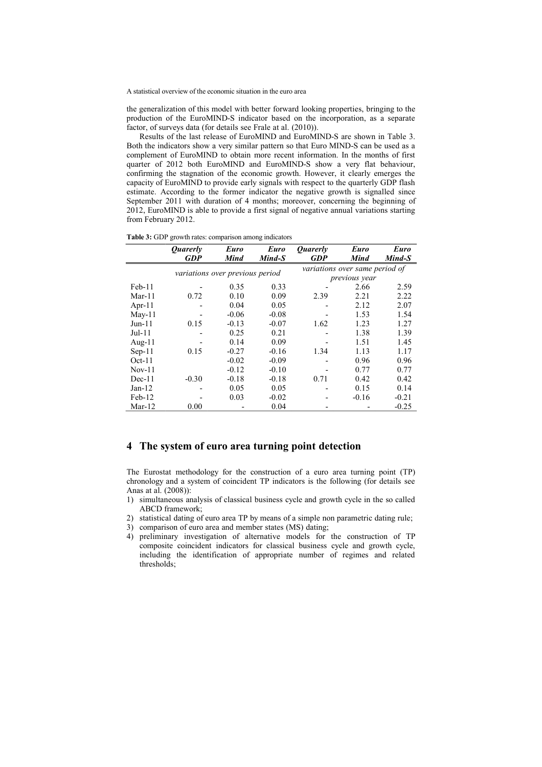the generalization of this model with better forward looking properties, bringing to the production of the EuroMIND-S indicator based on the incorporation, as a separate factor, of surveys data (for details see Frale at al. (2010)).

Results of the last release of EuroMIND and EuroMIND-S are shown in Table 3. Both the indicators show a very similar pattern so that Euro MIND-S can be used as a complement of EuroMIND to obtain more recent information. In the months of first quarter of 2012 both EuroMIND and EuroMIND-S show a very flat behaviour, confirming the stagnation of the economic growth. However, it clearly emerges the capacity of EuroMIND to provide early signals with respect to the quarterly GDP flash estimate. According to the former indicator the negative growth is signalled since September 2011 with duration of 4 months; moreover, concerning the beginning of 2012, EuroMIND is able to provide a first signal of negative annual variations starting from February 2012.

**Table 3:** GDP growth rates: comparison among indicators

| | ***Quarerly GDP*** | ***Euro Mind*** | ***Euro Mind-S*** | ***Quarerly GDP*** | ***Euro Mind*** | ***Euro Mind-S*** |
|---|---|---|---|---|---|---|
| | *variations over previous period* | | | *variations over same period of previous year* | | |
| Feb-11 | - | 0.35 | 0.33 | - | 2.66 | 2.59 |
| Mar-11 | 0.72 | 0.10 | 0.09 | 2.39 | 2.21 | 2.22 |
| Apr-11 | - | 0.04 | 0.05 | - | 2.12 | 2.07 |
| May-11 | - | -0.06 | -0.08 | - | 1.53 | 1.54 |
| Jun-11 | 0.15 | -0.13 | -0.07 | 1.62 | 1.23 | 1.27 |
| Jul-11 | - | 0.25 | 0.21 | - | 1.38 | 1.39 |
| Aug-11 | - | 0.14 | 0.09 | - | 1.51 | 1.45 |
| Sep-11 | 0.15 | -0.27 | -0.16 | 1.34 | 1.13 | 1.17 |
| Oct-11 | | -0.02 | -0.09 | - | 0.96 | 0.96 |
| Nov-11 | | -0.12 | -0.10 | - | 0.77 | 0.77 |
| Dec-11 | -0.30 | -0.18 | -0.18 | 0.71 | 0.42 | 0.42 |
| Jan-12 | - | 0.05 | 0.05 | - | 0.15 | 0.14 |
| Feb-12 | - | 0.03 | -0.02 | - | -0.16 | -0.21 |
| Mar-12 | 0.00 | - | 0.04 | - | - | -0.25 |

## 4 The system of euro area turning point detection

The Eurostat methodology for the construction of a euro area turning point (TP) chronology and a system of coincident TP indicators is the following (for details see Anas at al. (2008)):

1) simultaneous analysis of classical business cycle and growth cycle in the so called ABCD framework;
2) statistical dating of euro area TP by means of a simple non parametric dating rule;
3) comparison of euro area and member states (MS) dating;
4) preliminary investigation of alternative models for the construction of TP composite coincident indicators for classical business cycle and growth cycle, including the identification of appropriate number of regimes and related thresholds;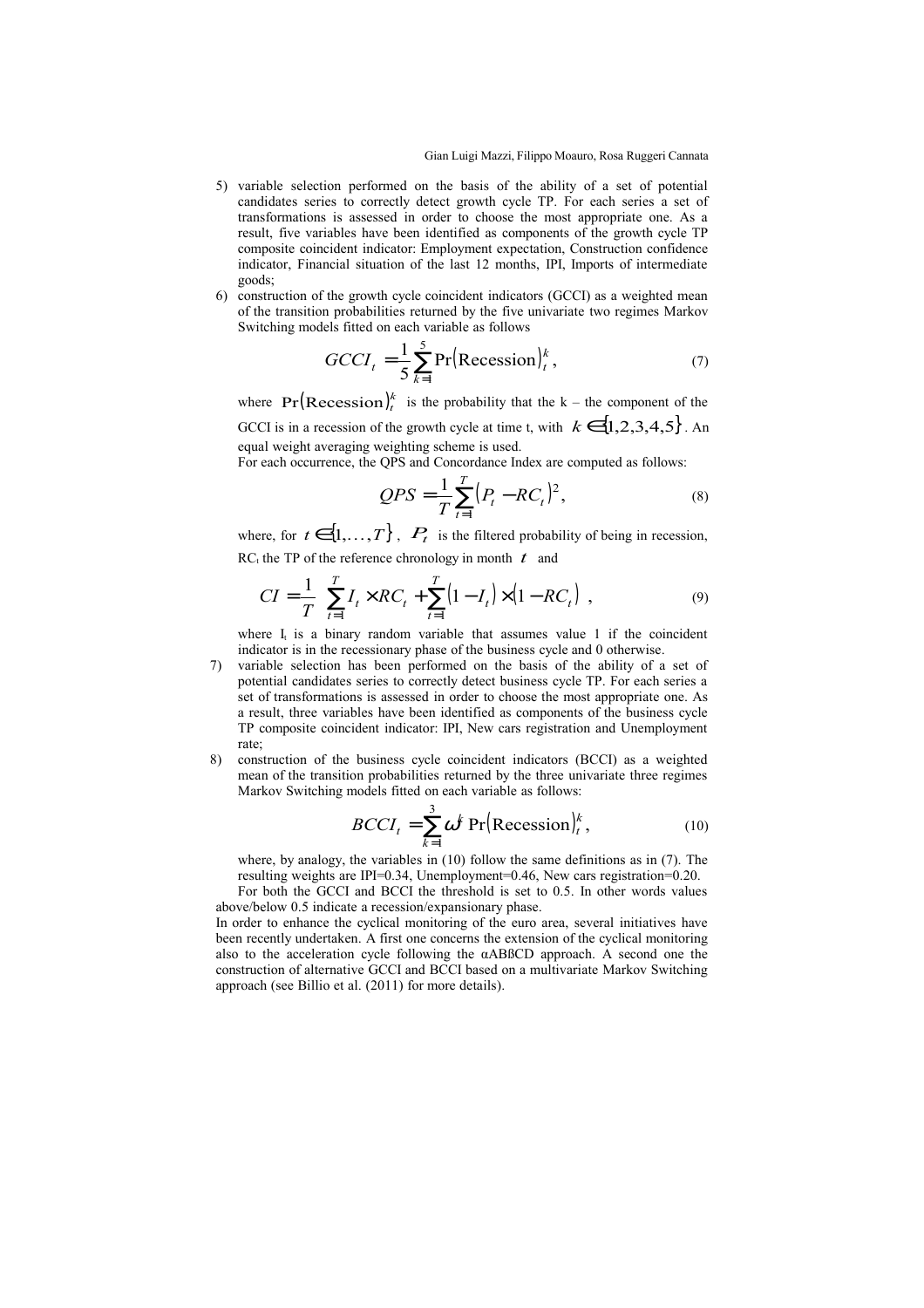5) variable selection performed on the basis of the ability of a set of potential candidates series to correctly detect growth cycle TP. For each series a set of transformations is assessed in order to choose the most appropriate one. As a result, five variables have been identified as components of the growth cycle TP composite coincident indicator: Employment expectation, Construction confidence indicator, Financial situation of the last 12 months, IPI, Imports of intermediate goods;
6) construction of the growth cycle coincident indicators (GCCI) as a weighted mean of the transition probabilities returned by the five univariate two regimes Markov Switching models fitted on each variable as follows

$$GCCI_t = \frac{1}{5}\sum_{k=1}^{5} \Pr(\text{Recession})_t^k, \tag{7}$$

where $\Pr(\text{Recession})_t^k$ is the probability that the k – the component of the GCCI is in a recession of the growth cycle at time t, with $k \in \{1,2,3,4,5\}$. An equal weight averaging weighting scheme is used.
For each occurrence, the QPS and Concordance Index are computed as follows:

$$QPS = \frac{1}{T}\sum_{t=1}^{T}(P_t - RC_t)^2, \tag{8}$$

where, for $t \in \{1,\ldots,T\}$, $P_t$ is the filtered probability of being in recession, $RC_t$ the TP of the reference chronology in month $t$ and

$$CI = \frac{1}{T}\left[\sum_{t=1}^{T} I_t \times RC_t + \sum_{t=1}^{T}(1 - I_t)\times(1 - RC_t)\right], \tag{9}$$

where $I_t$ is a binary random variable that assumes value 1 if the coincident indicator is in the recessionary phase of the business cycle and 0 otherwise.
7) variable selection has been performed on the basis of the ability of a set of potential candidates series to correctly detect business cycle TP. For each series a set of transformations is assessed in order to choose the most appropriate one. As a result, three variables have been identified as components of the business cycle TP composite coincident indicator: IPI, New cars registration and Unemployment rate;
8) construction of the business cycle coincident indicators (BCCI) as a weighted mean of the transition probabilities returned by the three univariate three regimes Markov Switching models fitted on each variable as follows:

$$BCCI_t = \sum_{k=1}^{3} \omega^k \Pr(\text{Recession})_t^k, \tag{10}$$

where, by analogy, the variables in (10) follow the same definitions as in (7). The resulting weights are IPI=0.34, Unemployment=0.46, New cars registration=0.20.
For both the GCCI and BCCI the threshold is set to 0.5. In other words values above/below 0.5 indicate a recession/expansionary phase.

In order to enhance the cyclical monitoring of the euro area, several initiatives have been recently undertaken. A first one concerns the extension of the cyclical monitoring also to the acceleration cycle following the αABßCD approach. A second one the construction of alternative GCCI and BCCI based on a multivariate Markov Switching approach (see Billio et al. (2011) for more details).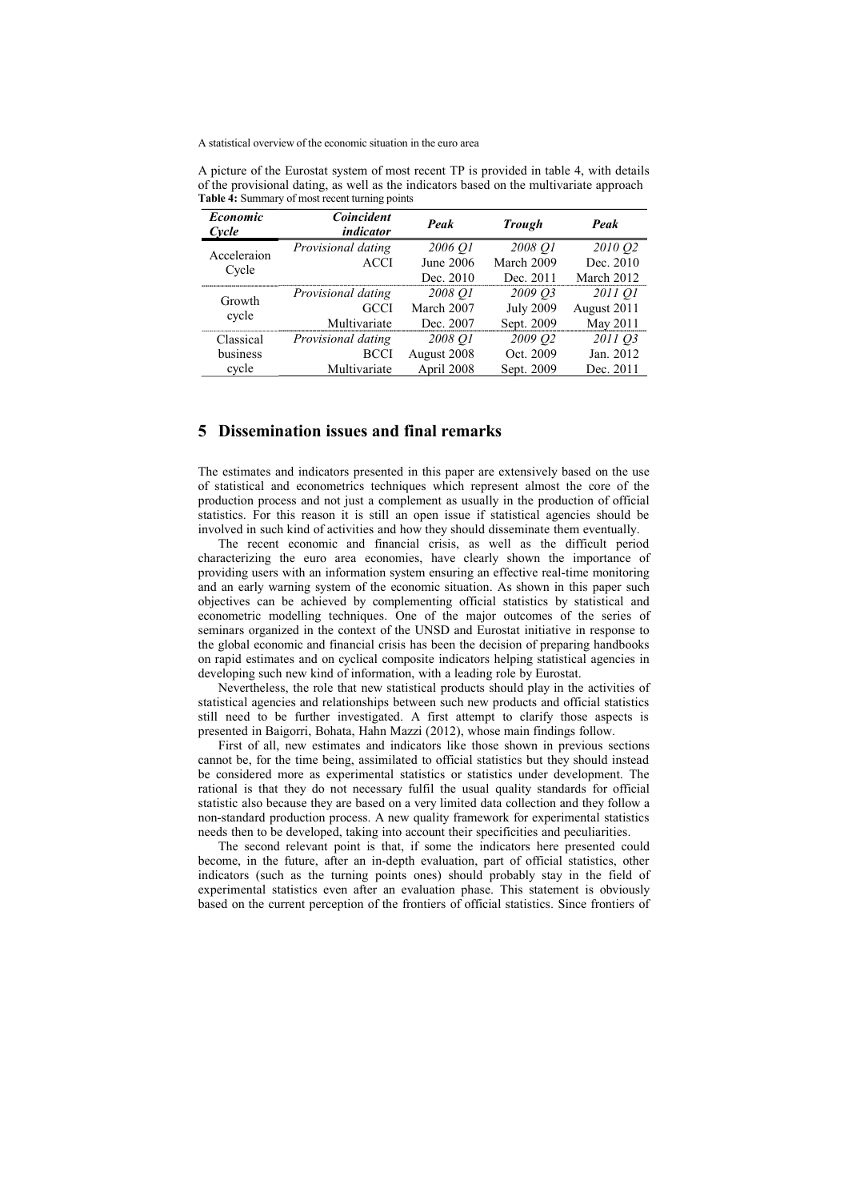A picture of the Eurostat system of most recent TP is provided in table 4, with details of the provisional dating, as well as the indicators based on the multivariate approach

**Table 4:** Summary of most recent turning points

| *Economic Cycle* | *Coincident indicator* | *Peak* | *Trough* | *Peak* |
|---|---|---|---|---|
| Acceleraion Cycle | *Provisional dating* | *2006 Q1* | *2008 Q1* | *2010 Q2* |
| | ACCI | June 2006 | March 2009 | Dec. 2010 |
| | | Dec. 2010 | Dec. 2011 | March 2012 |
| Growth cycle | *Provisional dating* | *2008 Q1* | *2009 Q3* | *2011 Q1* |
| | GCCI | March 2007 | July 2009 | August 2011 |
| | Multivariate | Dec. 2007 | Sept. 2009 | May 2011 |
| Classical business cycle | *Provisional dating* | *2008 Q1* | *2009 Q2* | *2011 Q3* |
| | BCCI | August 2008 | Oct. 2009 | Jan. 2012 |
| | Multivariate | April 2008 | Sept. 2009 | Dec. 2011 |

## 5 Dissemination issues and final remarks

The estimates and indicators presented in this paper are extensively based on the use of statistical and econometrics techniques which represent almost the core of the production process and not just a complement as usually in the production of official statistics. For this reason it is still an open issue if statistical agencies should be involved in such kind of activities and how they should disseminate them eventually.

The recent economic and financial crisis, as well as the difficult period characterizing the euro area economies, have clearly shown the importance of providing users with an information system ensuring an effective real-time monitoring and an early warning system of the economic situation. As shown in this paper such objectives can be achieved by complementing official statistics by statistical and econometric modelling techniques. One of the major outcomes of the series of seminars organized in the context of the UNSD and Eurostat initiative in response to the global economic and financial crisis has been the decision of preparing handbooks on rapid estimates and on cyclical composite indicators helping statistical agencies in developing such new kind of information, with a leading role by Eurostat.

Nevertheless, the role that new statistical products should play in the activities of statistical agencies and relationships between such new products and official statistics still need to be further investigated. A first attempt to clarify those aspects is presented in Baigorri, Bohata, Hahn Mazzi (2012), whose main findings follow.

First of all, new estimates and indicators like those shown in previous sections cannot be, for the time being, assimilated to official statistics but they should instead be considered more as experimental statistics or statistics under development. The rational is that they do not necessary fulfil the usual quality standards for official statistic also because they are based on a very limited data collection and they follow a non-standard production process. A new quality framework for experimental statistics needs then to be developed, taking into account their specificities and peculiarities.

The second relevant point is that, if some the indicators here presented could become, in the future, after an in-depth evaluation, part of official statistics, other indicators (such as the turning points ones) should probably stay in the field of experimental statistics even after an evaluation phase. This statement is obviously based on the current perception of the frontiers of official statistics. Since frontiers of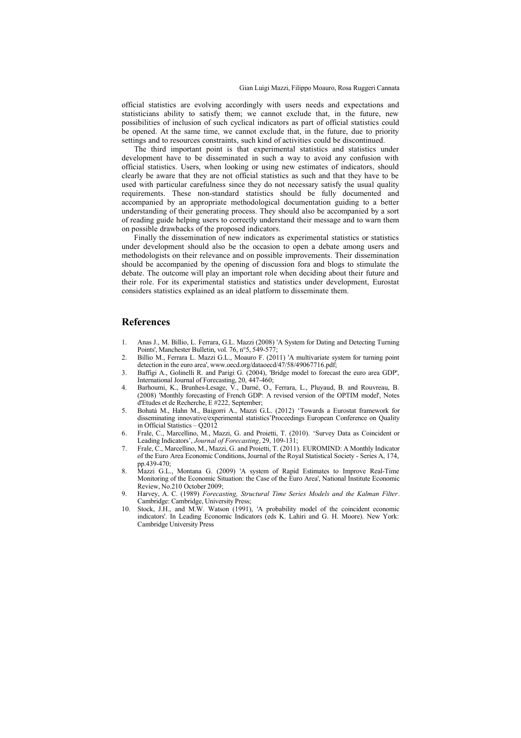official statistics are evolving accordingly with users needs and expectations and statisticians ability to satisfy them; we cannot exclude that, in the future, new possibilities of inclusion of such cyclical indicators as part of official statistics could be opened. At the same time, we cannot exclude that, in the future, due to priority settings and to resources constraints, such kind of activities could be discontinued.

The third important point is that experimental statistics and statistics under development have to be disseminated in such a way to avoid any confusion with official statistics. Users, when looking or using new estimates of indicators, should clearly be aware that they are not official statistics as such and that they have to be used with particular carefulness since they do not necessary satisfy the usual quality requirements. These non-standard statistics should be fully documented and accompanied by an appropriate methodological documentation guiding to a better understanding of their generating process. They should also be accompanied by a sort of reading guide helping users to correctly understand their message and to warn them on possible drawbacks of the proposed indicators.

Finally the dissemination of new indicators as experimental statistics or statistics under development should also be the occasion to open a debate among users and methodologists on their relevance and on possible improvements. Their dissemination should be accompanied by the opening of discussion fora and blogs to stimulate the debate. The outcome will play an important role when deciding about their future and their role. For its experimental statistics and statistics under development, Eurostat considers statistics explained as an ideal platform to disseminate them.

## References

1. Anas J., M. Billio, L. Ferrara, G.L. Mazzi (2008) 'A System for Dating and Detecting Turning Points', Manchester Bulletin, vol. 76, n°5, 549-577;
2. Billio M., Ferrara L. Mazzi G.L., Moauro F. (2011) 'A multivariate system for turning point detection in the euro area', www.oecd.org/dataoecd/47/58/49067716.pdf;
3. Baffigi A., Golinelli R. and Parigi G. (2004), 'Bridge model to forecast the euro area GDP', International Journal of Forecasting, 20, 447-460;
4. Barhoumi, K., Brunhes-Lesage, V., Darné, O., Ferrara, L., Pluyaud, B. and Rouvreau, B. (2008) 'Monthly forecasting of French GDP: A revised version of the OPTIM model', Notes d'Etudes et de Recherche, E #222, September;
5. Bohatá M., Hahn M., Baigorri A., Mazzi G.L. (2012) 'Towards a Eurostat framework for disseminating innovative/experimental statistics'Proceedings European Conference on Quality in Official Statistics – Q2012
6. Frale, C., Marcellino, M., Mazzi, G. and Proietti, T. (2010). 'Survey Data as Coincident or Leading Indicators', *Journal of Forecasting*, 29, 109-131;
7. Frale, C., Marcellino, M., Mazzi, G. and Proietti, T. (2011). EUROMIND: A Monthly Indicator of the Euro Area Economic Conditions, Journal of the Royal Statistical Society - Series A, 174, pp.439-470;
8. Mazzi G.L., Montana G. (2009) 'A system of Rapid Estimates to Improve Real-Time Monitoring of the Economic Situation: the Case of the Euro Area', National Institute Economic Review, No.210 October 2009;
9. Harvey, A. C. (1989) *Forecasting, Structural Time Series Models and the Kalman Filter*. Cambridge: Cambridge, University Press;
10. Stock, J.H., and M.W. Watson (1991), 'A probability model of the coincident economic indicators'. In Leading Economic Indicators (eds K. Lahiri and G. H. Moore). New York: Cambridge University Press